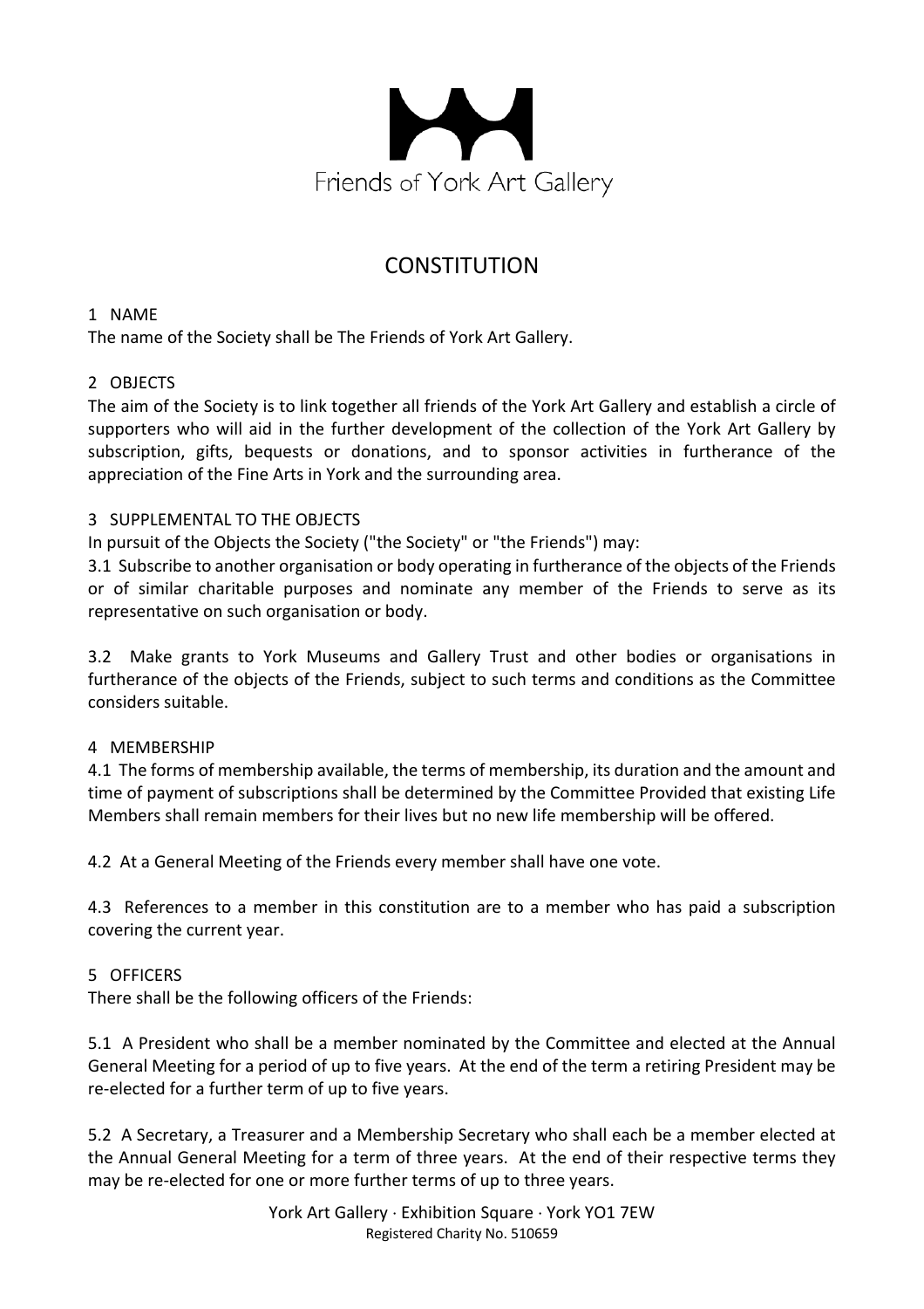Friends of York Art Gallery

# CONSTITUTION

## 1 NAME

The name of the Society shall be The Friends of York Art Gallery.

## 2 OBJECTS

The aim of the Society is to link together all friends of the York Art Gallery and establish a circle of supporters who will aid in the further development of the collection of the York Art Gallery by subscription, gifts, bequests or donations, and to sponsor activities in furtherance of the appreciation of the Fine Arts in York and the surrounding area.

## 3 SUPPLEMENTAL TO THE OBJECTS

In pursuit of the Objects the Society ("the Society" or "the Friends") may:

3.1 Subscribe to another organisation or body operating in furtherance of the objects of the Friends or of similar charitable purposes and nominate any member of the Friends to serve as its representative on such organisation or body.

3.2 Make grants to York Museums and Gallery Trust and other bodies or organisations in furtherance of the objects of the Friends, subject to such terms and conditions as the Committee considers suitable.

## 4 MEMBERSHIP

4.1 The forms of membership available, the terms of membership, its duration and the amount and time of payment of subscriptions shall be determined by the Committee Provided that existing Life Members shall remain members for their lives but no new life membership will be offered.

4.2 At a General Meeting of the Friends every member shall have one vote.

4.3 References to a member in this constitution are to a member who has paid a subscription covering the current year.

## 5 OFFICERS

There shall be the following officers of the Friends:

5.1 A President who shall be a member nominated by the Committee and elected at the Annual General Meeting for a period of up to five years. At the end of the term a retiring President may be re-elected for a further term of up to five years.

5.2 A Secretary, a Treasurer and a Membership Secretary who shall each be a member elected at the Annual General Meeting for a term of three years. At the end of their respective terms they may be re-elected for one or more further terms of up to three years.

York Art Gallery · Exhibition Square · York YO1 7EW
Registered Charity No. 510659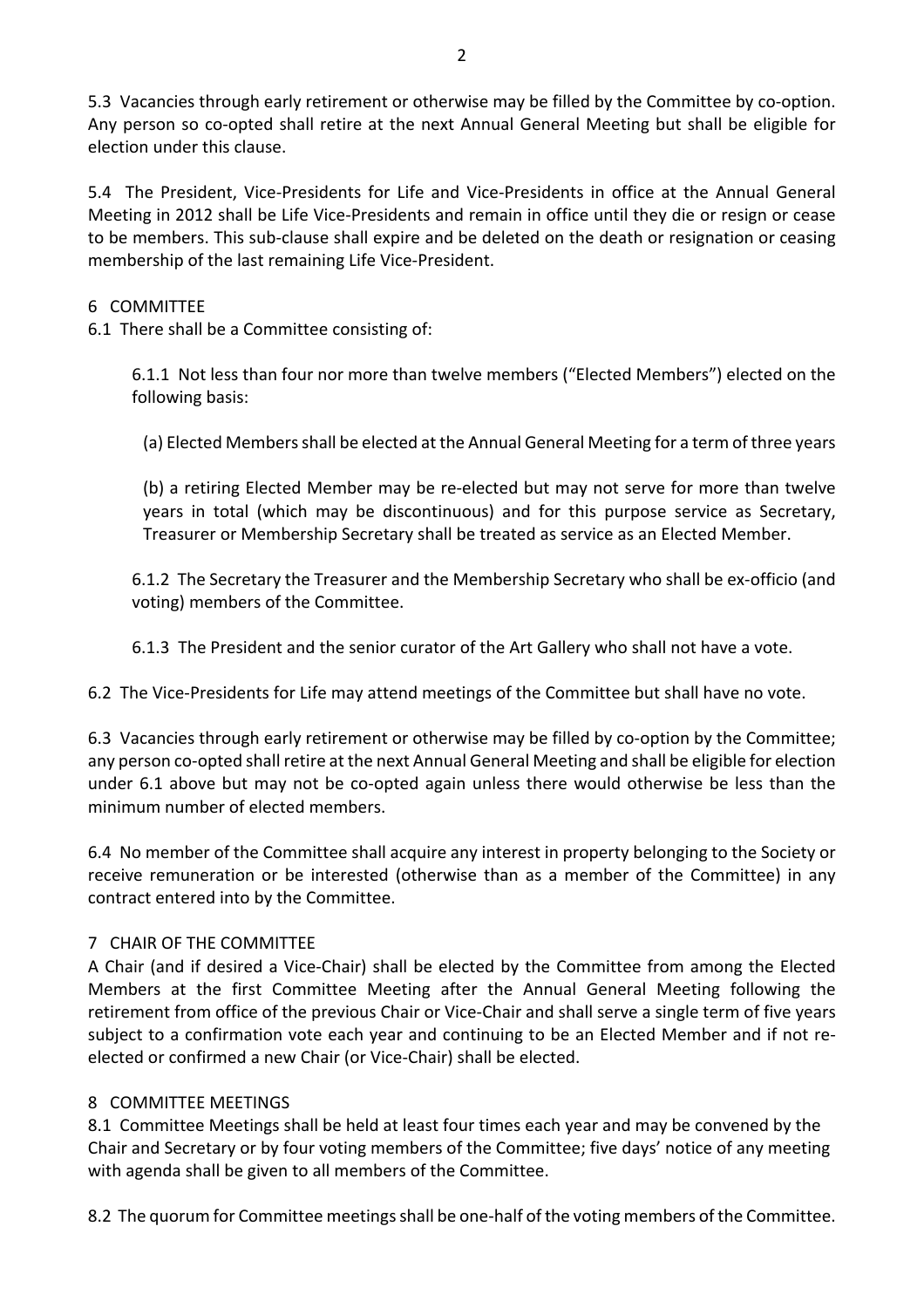5.3 Vacancies through early retirement or otherwise may be filled by the Committee by co-option. Any person so co-opted shall retire at the next Annual General Meeting but shall be eligible for election under this clause.

5.4 The President, Vice-Presidents for Life and Vice-Presidents in office at the Annual General Meeting in 2012 shall be Life Vice-Presidents and remain in office until they die or resign or cease to be members. This sub-clause shall expire and be deleted on the death or resignation or ceasing membership of the last remaining Life Vice-President.

## 6 COMMITTEE

6.1 There shall be a Committee consisting of:

6.1.1 Not less than four nor more than twelve members ("Elected Members") elected on the following basis:

(a) Elected Members shall be elected at the Annual General Meeting for a term of three years

(b) a retiring Elected Member may be re-elected but may not serve for more than twelve years in total (which may be discontinuous) and for this purpose service as Secretary, Treasurer or Membership Secretary shall be treated as service as an Elected Member.

6.1.2 The Secretary the Treasurer and the Membership Secretary who shall be ex-officio (and voting) members of the Committee.

6.1.3 The President and the senior curator of the Art Gallery who shall not have a vote.

6.2 The Vice-Presidents for Life may attend meetings of the Committee but shall have no vote.

6.3 Vacancies through early retirement or otherwise may be filled by co-option by the Committee; any person co-opted shall retire at the next Annual General Meeting and shall be eligible for election under 6.1 above but may not be co-opted again unless there would otherwise be less than the minimum number of elected members.

6.4 No member of the Committee shall acquire any interest in property belonging to the Society or receive remuneration or be interested (otherwise than as a member of the Committee) in any contract entered into by the Committee.

## 7 CHAIR OF THE COMMITTEE

A Chair (and if desired a Vice-Chair) shall be elected by the Committee from among the Elected Members at the first Committee Meeting after the Annual General Meeting following the retirement from office of the previous Chair or Vice-Chair and shall serve a single term of five years subject to a confirmation vote each year and continuing to be an Elected Member and if not re-elected or confirmed a new Chair (or Vice-Chair) shall be elected.

## 8 COMMITTEE MEETINGS

8.1 Committee Meetings shall be held at least four times each year and may be convened by the Chair and Secretary or by four voting members of the Committee; five days' notice of any meeting with agenda shall be given to all members of the Committee.

8.2 The quorum for Committee meetings shall be one-half of the voting members of the Committee.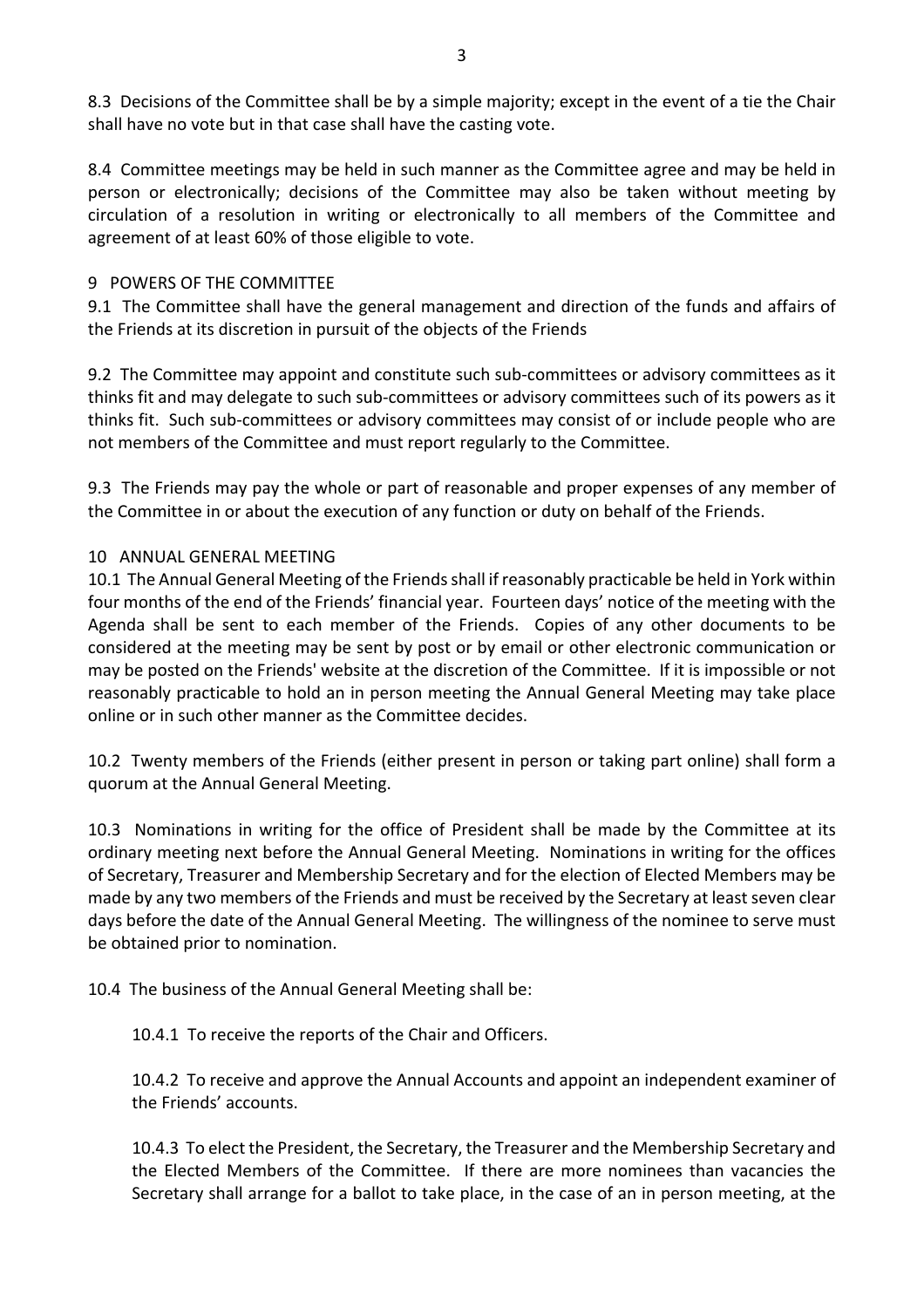8.3 Decisions of the Committee shall be by a simple majority; except in the event of a tie the Chair shall have no vote but in that case shall have the casting vote.

8.4 Committee meetings may be held in such manner as the Committee agree and may be held in person or electronically; decisions of the Committee may also be taken without meeting by circulation of a resolution in writing or electronically to all members of the Committee and agreement of at least 60% of those eligible to vote.

## 9 POWERS OF THE COMMITTEE

9.1 The Committee shall have the general management and direction of the funds and affairs of the Friends at its discretion in pursuit of the objects of the Friends

9.2 The Committee may appoint and constitute such sub-committees or advisory committees as it thinks fit and may delegate to such sub-committees or advisory committees such of its powers as it thinks fit. Such sub-committees or advisory committees may consist of or include people who are not members of the Committee and must report regularly to the Committee.

9.3 The Friends may pay the whole or part of reasonable and proper expenses of any member of the Committee in or about the execution of any function or duty on behalf of the Friends.

## 10 ANNUAL GENERAL MEETING

10.1 The Annual General Meeting of the Friends shall if reasonably practicable be held in York within four months of the end of the Friends' financial year. Fourteen days' notice of the meeting with the Agenda shall be sent to each member of the Friends. Copies of any other documents to be considered at the meeting may be sent by post or by email or other electronic communication or may be posted on the Friends' website at the discretion of the Committee. If it is impossible or not reasonably practicable to hold an in person meeting the Annual General Meeting may take place online or in such other manner as the Committee decides.

10.2 Twenty members of the Friends (either present in person or taking part online) shall form a quorum at the Annual General Meeting.

10.3 Nominations in writing for the office of President shall be made by the Committee at its ordinary meeting next before the Annual General Meeting. Nominations in writing for the offices of Secretary, Treasurer and Membership Secretary and for the election of Elected Members may be made by any two members of the Friends and must be received by the Secretary at least seven clear days before the date of the Annual General Meeting. The willingness of the nominee to serve must be obtained prior to nomination.

10.4 The business of the Annual General Meeting shall be:

10.4.1 To receive the reports of the Chair and Officers.

10.4.2 To receive and approve the Annual Accounts and appoint an independent examiner of the Friends' accounts.

10.4.3 To elect the President, the Secretary, the Treasurer and the Membership Secretary and the Elected Members of the Committee. If there are more nominees than vacancies the Secretary shall arrange for a ballot to take place, in the case of an in person meeting, at the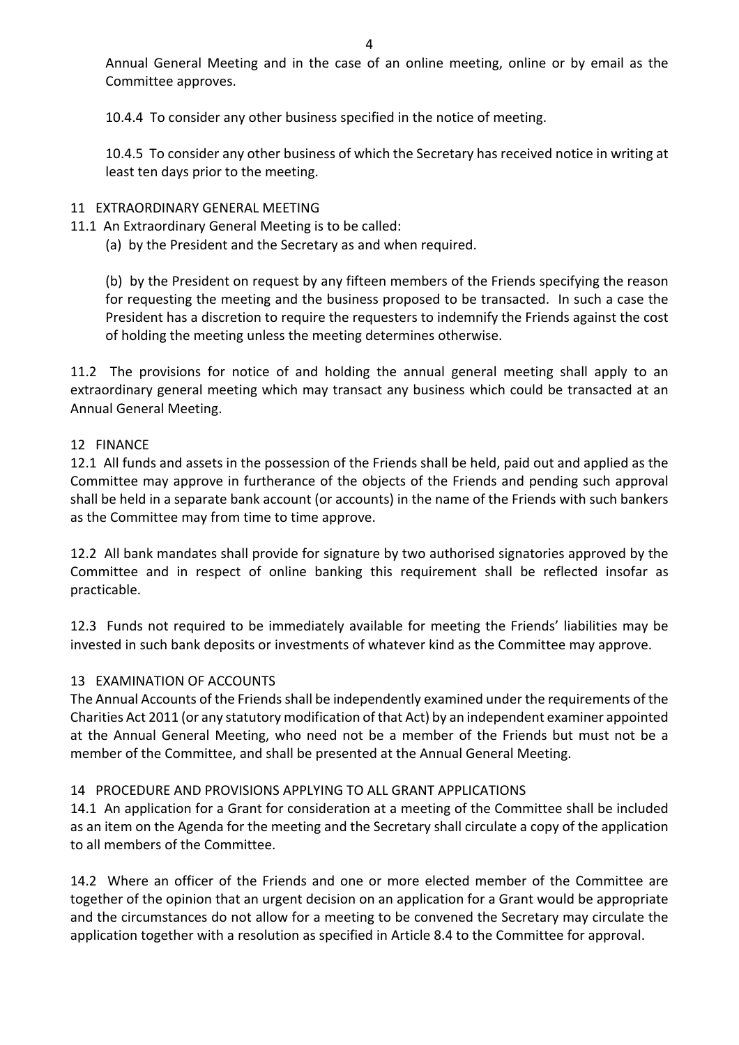Annual General Meeting and in the case of an online meeting, online or by email as the Committee approves.

10.4.4 To consider any other business specified in the notice of meeting.

10.4.5 To consider any other business of which the Secretary has received notice in writing at least ten days prior to the meeting.

## 11 EXTRAORDINARY GENERAL MEETING

11.1 An Extraordinary General Meeting is to be called:

(a) by the President and the Secretary as and when required.

(b) by the President on request by any fifteen members of the Friends specifying the reason for requesting the meeting and the business proposed to be transacted. In such a case the President has a discretion to require the requesters to indemnify the Friends against the cost of holding the meeting unless the meeting determines otherwise.

11.2 The provisions for notice of and holding the annual general meeting shall apply to an extraordinary general meeting which may transact any business which could be transacted at an Annual General Meeting.

## 12 FINANCE

12.1 All funds and assets in the possession of the Friends shall be held, paid out and applied as the Committee may approve in furtherance of the objects of the Friends and pending such approval shall be held in a separate bank account (or accounts) in the name of the Friends with such bankers as the Committee may from time to time approve.

12.2 All bank mandates shall provide for signature by two authorised signatories approved by the Committee and in respect of online banking this requirement shall be reflected insofar as practicable.

12.3 Funds not required to be immediately available for meeting the Friends' liabilities may be invested in such bank deposits or investments of whatever kind as the Committee may approve.

## 13 EXAMINATION OF ACCOUNTS

The Annual Accounts of the Friends shall be independently examined under the requirements of the Charities Act 2011 (or any statutory modification of that Act) by an independent examiner appointed at the Annual General Meeting, who need not be a member of the Friends but must not be a member of the Committee, and shall be presented at the Annual General Meeting.

## 14 PROCEDURE AND PROVISIONS APPLYING TO ALL GRANT APPLICATIONS

14.1 An application for a Grant for consideration at a meeting of the Committee shall be included as an item on the Agenda for the meeting and the Secretary shall circulate a copy of the application to all members of the Committee.

14.2 Where an officer of the Friends and one or more elected member of the Committee are together of the opinion that an urgent decision on an application for a Grant would be appropriate and the circumstances do not allow for a meeting to be convened the Secretary may circulate the application together with a resolution as specified in Article 8.4 to the Committee for approval.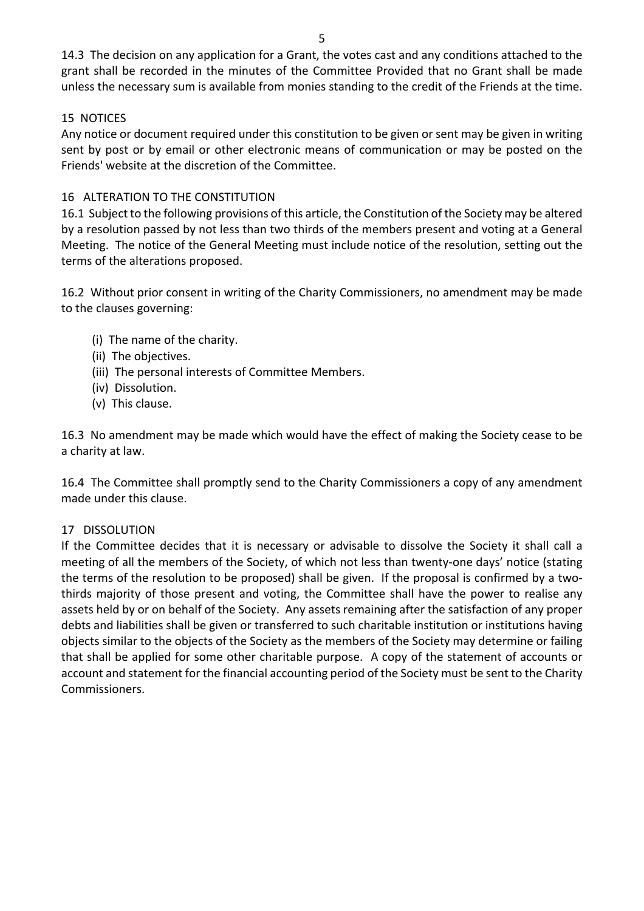14.3 The decision on any application for a Grant, the votes cast and any conditions attached to the grant shall be recorded in the minutes of the Committee Provided that no Grant shall be made unless the necessary sum is available from monies standing to the credit of the Friends at the time.

## 15 NOTICES

Any notice or document required under this constitution to be given or sent may be given in writing sent by post or by email or other electronic means of communication or may be posted on the Friends' website at the discretion of the Committee.

## 16 ALTERATION TO THE CONSTITUTION

16.1 Subject to the following provisions of this article, the Constitution of the Society may be altered by a resolution passed by not less than two thirds of the members present and voting at a General Meeting. The notice of the General Meeting must include notice of the resolution, setting out the terms of the alterations proposed.

16.2 Without prior consent in writing of the Charity Commissioners, no amendment may be made to the clauses governing:

- (i) The name of the charity.
- (ii) The objectives.
- (iii) The personal interests of Committee Members.
- (iv) Dissolution.
- (v) This clause.

16.3 No amendment may be made which would have the effect of making the Society cease to be a charity at law.

16.4 The Committee shall promptly send to the Charity Commissioners a copy of any amendment made under this clause.

## 17 DISSOLUTION

If the Committee decides that it is necessary or advisable to dissolve the Society it shall call a meeting of all the members of the Society, of which not less than twenty-one days' notice (stating the terms of the resolution to be proposed) shall be given. If the proposal is confirmed by a two-thirds majority of those present and voting, the Committee shall have the power to realise any assets held by or on behalf of the Society. Any assets remaining after the satisfaction of any proper debts and liabilities shall be given or transferred to such charitable institution or institutions having objects similar to the objects of the Society as the members of the Society may determine or failing that shall be applied for some other charitable purpose. A copy of the statement of accounts or account and statement for the financial accounting period of the Society must be sent to the Charity Commissioners.